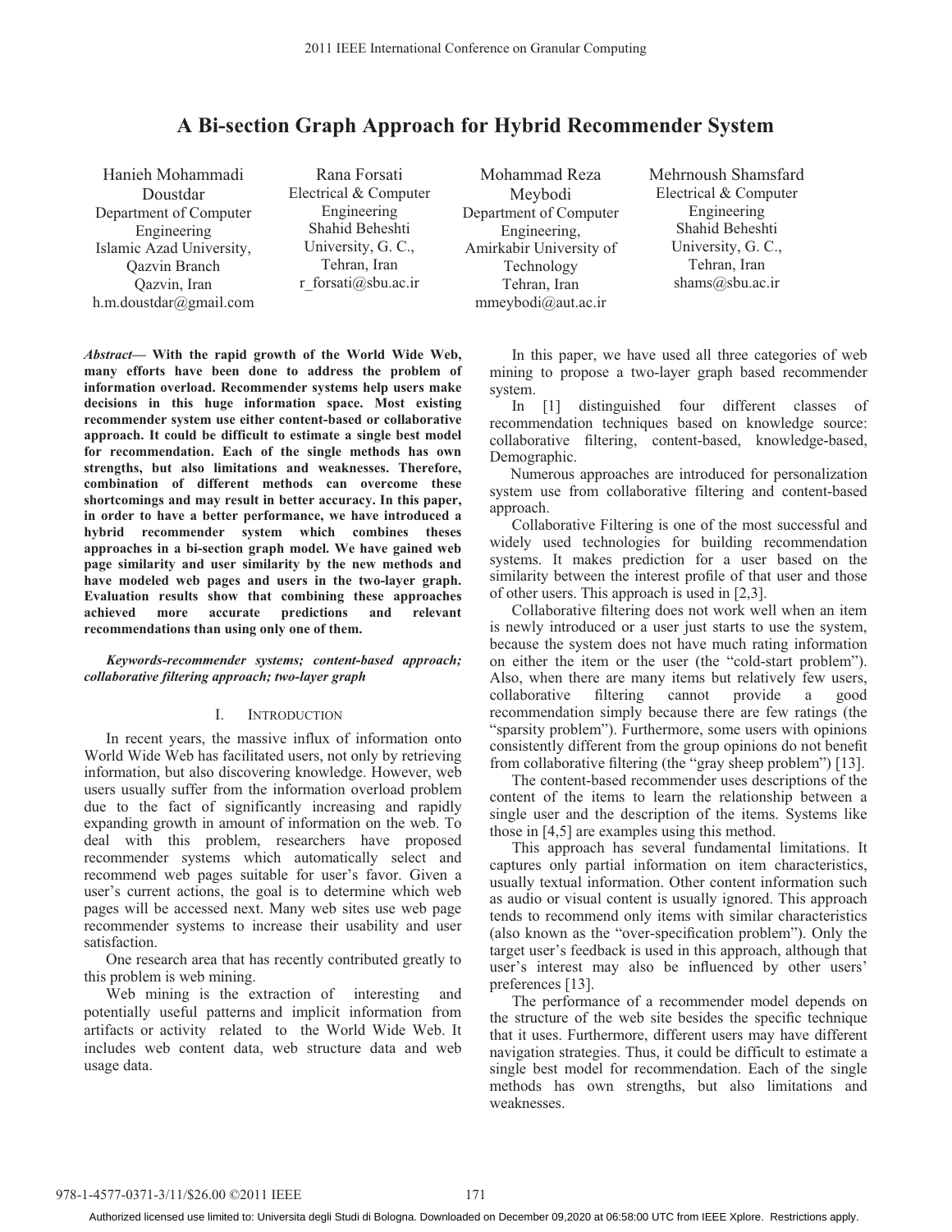# A Bi-section Graph Approach for Hybrid Recommender System

Hanieh Mohammadi Doustdar
Department of Computer Engineering
Islamic Azad University, Qazvin Branch
Qazvin, Iran
h.m.doustdar@gmail.com

Rana Forsati
Electrical & Computer Engineering
Shahid Beheshti University, G. C.,
Tehran, Iran
r_forsati@sbu.ac.ir

Mohammad Reza Meybodi
Department of Computer Engineering,
Amirkabir University of Technology
Tehran, Iran
mmeybodi@aut.ac.ir

Mehrnoush Shamsfard
Electrical & Computer Engineering
Shahid Beheshti University, G. C.,
Tehran, Iran
shams@sbu.ac.ir

***Abstract*— With the rapid growth of the World Wide Web, many efforts have been done to address the problem of information overload. Recommender systems help users make decisions in this huge information space. Most existing recommender system use either content-based or collaborative approach. It could be difficult to estimate a single best model for recommendation. Each of the single methods has own strengths, but also limitations and weaknesses. Therefore, combination of different methods can overcome these shortcomings and may result in better accuracy. In this paper, in order to have a better performance, we have introduced a hybrid recommender system which combines theses approaches in a bi-section graph model. We have gained web page similarity and user similarity by the new methods and have modeled web pages and users in the two-layer graph. Evaluation results show that combining these approaches achieved more accurate predictions and relevant recommendations than using only one of them.**

***Keywords-recommender systems; content-based approach; collaborative filtering approach; two-layer graph***

## I. Introduction

In recent years, the massive influx of information onto World Wide Web has facilitated users, not only by retrieving information, but also discovering knowledge. However, web users usually suffer from the information overload problem due to the fact of significantly increasing and rapidly expanding growth in amount of information on the web. To deal with this problem, researchers have proposed recommender systems which automatically select and recommend web pages suitable for user's favor. Given a user's current actions, the goal is to determine which web pages will be accessed next. Many web sites use web page recommender systems to increase their usability and user satisfaction.

One research area that has recently contributed greatly to this problem is web mining.

Web mining is the extraction of interesting and potentially useful patterns and implicit information from artifacts or activity related to the World Wide Web. It includes web content data, web structure data and web usage data.

In this paper, we have used all three categories of web mining to propose a two-layer graph based recommender system.

In [1] distinguished four different classes of recommendation techniques based on knowledge source: collaborative filtering, content-based, knowledge-based, Demographic.

Numerous approaches are introduced for personalization system use from collaborative filtering and content-based approach.

Collaborative Filtering is one of the most successful and widely used technologies for building recommendation systems. It makes prediction for a user based on the similarity between the interest profile of that user and those of other users. This approach is used in [2,3].

Collaborative filtering does not work well when an item is newly introduced or a user just starts to use the system, because the system does not have much rating information on either the item or the user (the "cold-start problem"). Also, when there are many items but relatively few users, collaborative filtering cannot provide a good recommendation simply because there are few ratings (the "sparsity problem"). Furthermore, some users with opinions consistently different from the group opinions do not benefit from collaborative filtering (the "gray sheep problem") [13].

The content-based recommender uses descriptions of the content of the items to learn the relationship between a single user and the description of the items. Systems like those in [4,5] are examples using this method.

This approach has several fundamental limitations. It captures only partial information on item characteristics, usually textual information. Other content information such as audio or visual content is usually ignored. This approach tends to recommend only items with similar characteristics (also known as the "over-specification problem"). Only the target user's feedback is used in this approach, although that user's interest may also be influenced by other users' preferences [13].

The performance of a recommender model depends on the structure of the web site besides the specific technique that it uses. Furthermore, different users may have different navigation strategies. Thus, it could be difficult to estimate a single best model for recommendation. Each of the single methods has own strengths, but also limitations and weaknesses.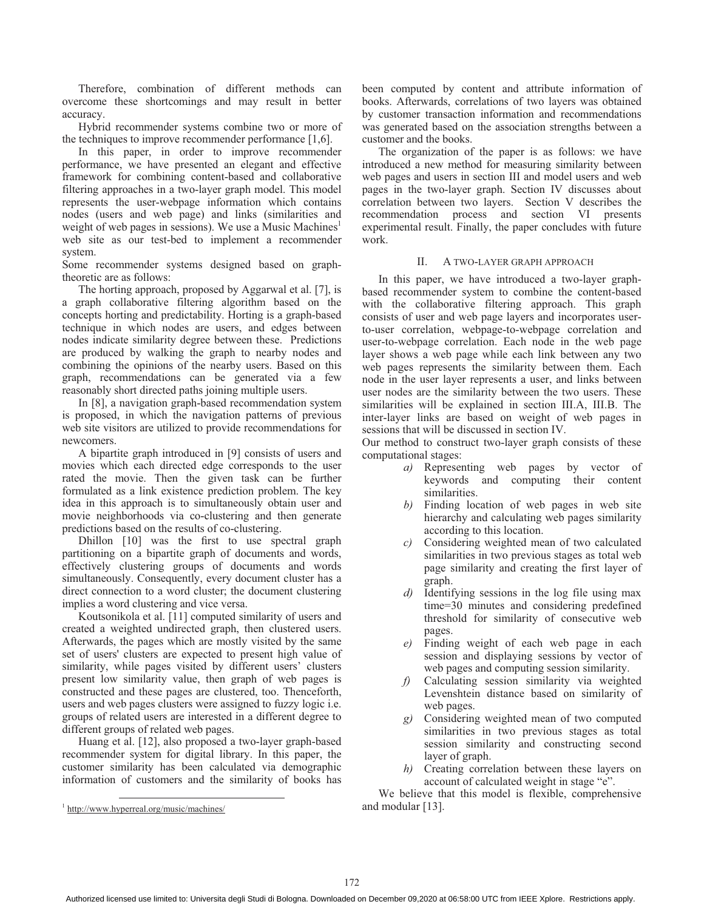Therefore, combination of different methods can overcome these shortcomings and may result in better accuracy.

Hybrid recommender systems combine two or more of the techniques to improve recommender performance [1,6].

In this paper, in order to improve recommender performance, we have presented an elegant and effective framework for combining content-based and collaborative filtering approaches in a two-layer graph model. This model represents the user-webpage information which contains nodes (users and web page) and links (similarities and weight of web pages in sessions). We use a Music Machines[1] web site as our test-bed to implement a recommender system.

Some recommender systems designed based on graph-theoretic are as follows:

The horting approach, proposed by Aggarwal et al. [7], is a graph collaborative filtering algorithm based on the concepts horting and predictability. Horting is a graph-based technique in which nodes are users, and edges between nodes indicate similarity degree between these. Predictions are produced by walking the graph to nearby nodes and combining the opinions of the nearby users. Based on this graph, recommendations can be generated via a few reasonably short directed paths joining multiple users.

In [8], a navigation graph-based recommendation system is proposed, in which the navigation patterns of previous web site visitors are utilized to provide recommendations for newcomers.

A bipartite graph introduced in [9] consists of users and movies which each directed edge corresponds to the user rated the movie. Then the given task can be further formulated as a link existence prediction problem. The key idea in this approach is to simultaneously obtain user and movie neighborhoods via co-clustering and then generate predictions based on the results of co-clustering.

Dhillon [10] was the first to use spectral graph partitioning on a bipartite graph of documents and words, effectively clustering groups of documents and words simultaneously. Consequently, every document cluster has a direct connection to a word cluster; the document clustering implies a word clustering and vice versa.

Koutsonikola et al. [11] computed similarity of users and created a weighted undirected graph, then clustered users. Afterwards, the pages which are mostly visited by the same set of users' clusters are expected to present high value of similarity, while pages visited by different users' clusters present low similarity value, then graph of web pages is constructed and these pages are clustered, too. Thenceforth, users and web pages clusters were assigned to fuzzy logic i.e. groups of related users are interested in a different degree to different groups of related web pages.

Huang et al. [12], also proposed a two-layer graph-based recommender system for digital library. In this paper, the customer similarity has been calculated via demographic information of customers and the similarity of books has been computed by content and attribute information of books. Afterwards, correlations of two layers was obtained by customer transaction information and recommendations was generated based on the association strengths between a customer and the books.

The organization of the paper is as follows: we have introduced a new method for measuring similarity between web pages and users in section III and model users and web pages in the two-layer graph. Section IV discusses about correlation between two layers. Section V describes the recommendation process and section VI presents experimental result. Finally, the paper concludes with future work.

## II. A TWO-LAYER GRAPH APPROACH

In this paper, we have introduced a two-layer graph-based recommender system to combine the content-based with the collaborative filtering approach. This graph consists of user and web page layers and incorporates user-to-user correlation, webpage-to-webpage correlation and user-to-webpage correlation. Each node in the web page layer shows a web page while each link between any two web pages represents the similarity between them. Each node in the user layer represents a user, and links between user nodes are the similarity between the two users. These similarities will be explained in section III.A, III.B. The inter-layer links are based on weight of web pages in sessions that will be discussed in section IV.

Our method to construct two-layer graph consists of these computational stages:

*a)* Representing web pages by vector of keywords and computing their content similarities.

*b)* Finding location of web pages in web site hierarchy and calculating web pages similarity according to this location.

*c)* Considering weighted mean of two calculated similarities in two previous stages as total web page similarity and creating the first layer of graph.

*d)* Identifying sessions in the log file using max time=30 minutes and considering predefined threshold for similarity of consecutive web pages.

*e)* Finding weight of each web page in each session and displaying sessions by vector of web pages and computing session similarity.

*f)* Calculating session similarity via weighted Levenshtein distance based on similarity of web pages.

*g)* Considering weighted mean of two computed similarities in two previous stages as total session similarity and constructing second layer of graph.

*h)* Creating correlation between these layers on account of calculated weight in stage "e".

We believe that this model is flexible, comprehensive and modular [13].

[1] http://www.hyperreal.org/music/machines/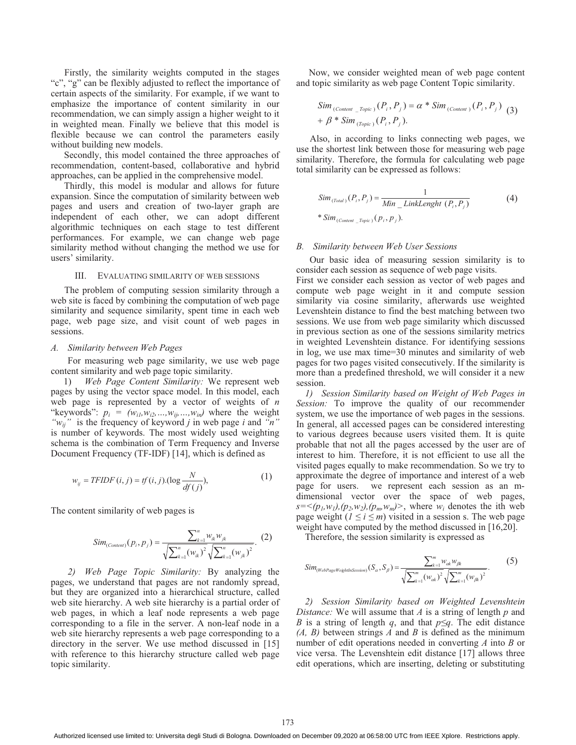Firstly, the similarity weights computed in the stages "c", "g" can be flexibly adjusted to reflect the importance of certain aspects of the similarity. For example, if we want to emphasize the importance of content similarity in our recommendation, we can simply assign a higher weight to it in weighted mean. Finally we believe that this model is flexible because we can control the parameters easily without building new models.

Secondly, this model contained the three approaches of recommendation, content-based, collaborative and hybrid approaches, can be applied in the comprehensive model.

Thirdly, this model is modular and allows for future expansion. Since the computation of similarity between web pages and users and creation of two-layer graph are independent of each other, we can adopt different algorithmic techniques on each stage to test different performances. For example, we can change web page similarity method without changing the method we use for users' similarity.

## III. EVALUATING SIMILARITY OF WEB SESSIONS

The problem of computing session similarity through a web site is faced by combining the computation of web page similarity and sequence similarity, spent time in each web page, web page size, and visit count of web pages in sessions.

### *A. Similarity between Web Pages*

For measuring web page similarity, we use web page content similarity and web page topic similarity.

1) *Web Page Content Similarity:* We represent web pages by using the vector space model. In this model, each web page is represented by a vector of weights of $n$ "keywords": $p_i = (w_{i1}, w_{i2}, \ldots, w_{ij}, \ldots, w_{in})$ where the weight "$w_{ij}$" is the frequency of keyword $j$ in web page $i$ and "$n$" is number of keywords. The most widely used weighting schema is the combination of Term Frequency and Inverse Document Frequency (TF-IDF) [14], which is defined as

$$w_{ij} = TFIDF(i, j) = tf(i, j).(\log \frac{N}{df(j)}), \tag{1}$$

The content similarity of web pages is

$$Sim_{(Content)}(p_i, p_j) = \frac{\sum_{k=1}^{n} w_{ik} w_{jk}}{\sqrt{\sum_{k=1}^{n} (w_{ik})^2} \sqrt{\sum_{k=1}^{n} (w_{jk})^2}}. \tag{2}$$

2) *Web Page Topic Similarity:* By analyzing the pages, we understand that pages are not randomly spread, but they are organized into a hierarchical structure, called web site hierarchy. A web site hierarchy is a partial order of web pages, in which a leaf node represents a web page corresponding to a file in the server. A non-leaf node in a web site hierarchy represents a web page corresponding to a directory in the server. We use method discussed in [15] with reference to this hierarchy structure called web page topic similarity.

Now, we consider weighted mean of web page content and topic similarity as web page Content Topic similarity.

$$Sim_{(Content\_Topic)}(P_i, P_j) = \alpha * Sim_{(Content)}(P_i, P_j) + \beta * Sim_{(Topic)}(P_i, P_j). \tag{3}$$

Also, in according to links connecting web pages, we use the shortest link between those for measuring web page similarity. Therefore, the formula for calculating web page total similarity can be expressed as follows:

$$Sim_{(Total)}(P_i, P_j) = \frac{1}{Min\_LinkLenght(P_i, P_j)} * Sim_{(Content\_Topic)}(p_i, p_j). \tag{4}$$

### *B. Similarity between Web User Sessions*

Our basic idea of measuring session similarity is to consider each session as sequence of web page visits.

First we consider each session as vector of web pages and compute web page weight in it and compute session similarity via cosine similarity, afterwards use weighted Levenshtein distance to find the best matching between two sessions. We use from web page similarity which discussed in previous section as one of the sessions similarity metrics in weighted Levenshtein distance. For identifying sessions in log, we use max time=30 minutes and similarity of web pages for two pages visited consecutively. If the similarity is more than a predefined threshold, we will consider it a new session.

*1) Session Similarity based on Weight of Web Pages in Session:* To improve the quality of our recommender system, we use the importance of web pages in the sessions. In general, all accessed pages can be considered interesting to various degrees because users visited them. It is quite probable that not all the pages accessed by the user are of interest to him. Therefore, it is not efficient to use all the visited pages equally to make recommendation. So we try to approximate the degree of importance and interest of a web page for users. we represent each session as an m-dimensional vector over the space of web pages, $s=<(p_1,w_1),(p_2,w_2),(p_m,w_m)>$, where $w_i$ denotes the ith web page weight ($1 \leq i \leq m$) visited in a session s. The web page weight have computed by the method discussed in [16,20].

Therefore, the session similarity is expressed as

$$Sim_{(WebPageWeightInSession)}(S_\alpha, S_\beta) = \frac{\sum_{k=1}^{m} w_{\alpha k} w_{\beta k}}{\sqrt{\sum_{k=1}^{m} (w_{\alpha k})^2} \sqrt{\sum_{k=1}^{m} (w_{\beta k})^2}}. \tag{5}$$

*2) Session Similarity based on Weighted Levenshtein Distance:* We will assume that $A$ is a string of length $p$ and $B$ is a string of length $q$, and that $p \leq q$. The edit distance $(A, B)$ between strings $A$ and $B$ is defined as the minimum number of edit operations needed in converting $A$ into $B$ or vice versa. The Levenshtein edit distance [17] allows three edit operations, which are inserting, deleting or substituting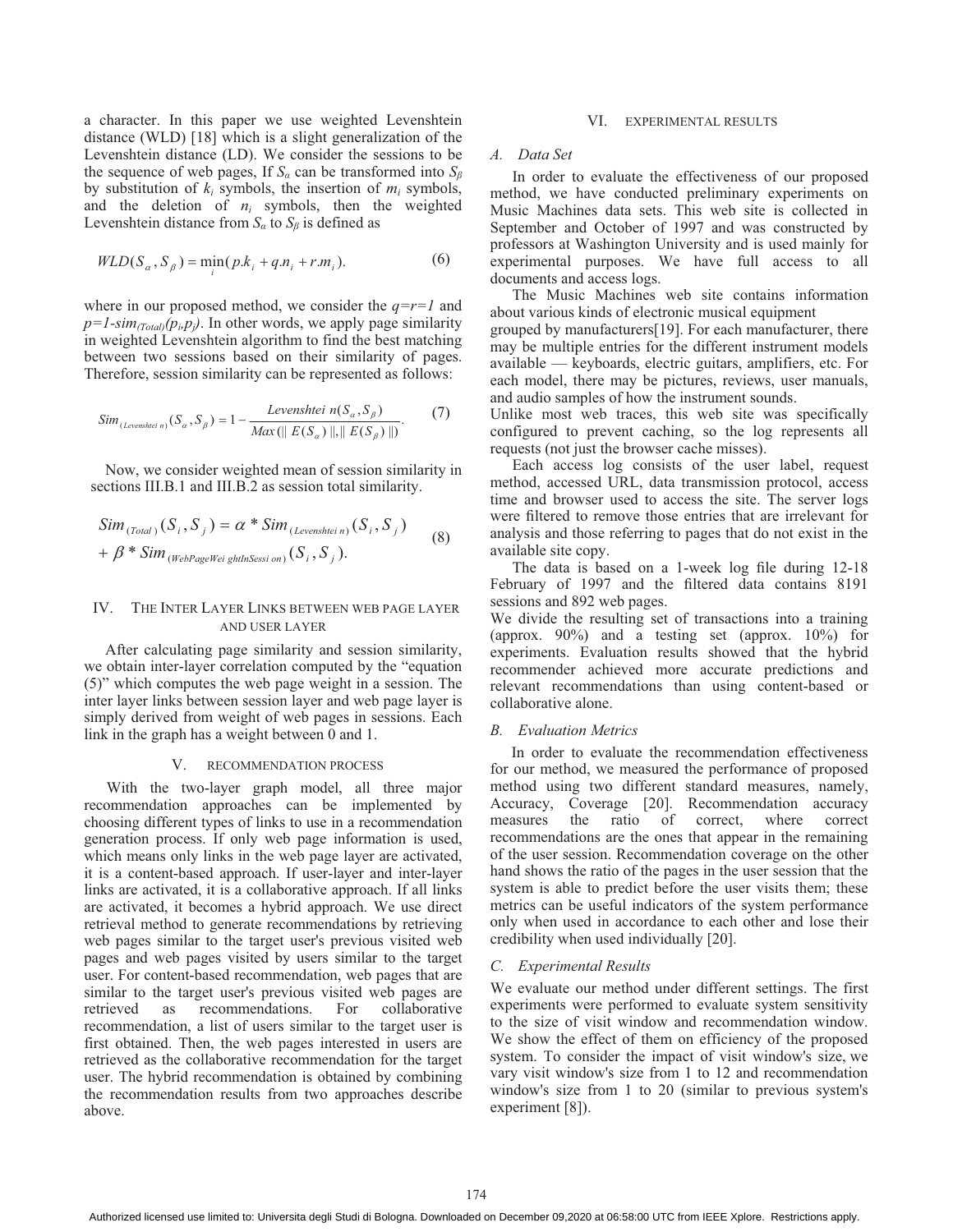a character. In this paper we use weighted Levenshtein distance (WLD) [18] which is a slight generalization of the Levenshtein distance (LD). We consider the sessions to be the sequence of web pages, If $S_\alpha$ can be transformed into $S_\beta$ by substitution of $k_i$ symbols, the insertion of $m_i$ symbols, and the deletion of $n_i$ symbols, then the weighted Levenshtein distance from $S_\alpha$ to $S_\beta$ is defined as

$$WLD(S_\alpha, S_\beta) = \min_i (p.k_i + q.n_i + r.m_i). \tag{6}$$

where in our proposed method, we consider the $q=r=1$ and $p=1\text{-}sim_{(Total)}(p_i,p_j)$. In other words, we apply page similarity in weighted Levenshtein algorithm to find the best matching between two sessions based on their similarity of pages. Therefore, session similarity can be represented as follows:

$$Sim_{(Levenshtein)}(S_\alpha, S_\beta) = 1 - \frac{Levenshtein(S_\alpha, S_\beta)}{Max(\| E(S_\alpha) \|, \| E(S_\beta) \|)}. \tag{7}$$

Now, we consider weighted mean of session similarity in sections III.B.1 and III.B.2 as session total similarity.

$$Sim_{(Total)}(S_i, S_j) = \alpha * Sim_{(Levenshtein)}(S_i, S_j) + \beta * Sim_{(WebPageWeightInSession)}(S_i, S_j). \tag{8}$$

## IV. The Inter Layer Links between web page layer and user layer

After calculating page similarity and session similarity, we obtain inter-layer correlation computed by the "equation (5)" which computes the web page weight in a session. The inter layer links between session layer and web page layer is simply derived from weight of web pages in sessions. Each link in the graph has a weight between 0 and 1.

## V. Recommendation Process

With the two-layer graph model, all three major recommendation approaches can be implemented by choosing different types of links to use in a recommendation generation process. If only web page information is used, which means only links in the web page layer are activated, it is a content-based approach. If user-layer and inter-layer links are activated, it is a collaborative approach. If all links are activated, it becomes a hybrid approach. We use direct retrieval method to generate recommendations by retrieving web pages similar to the target user's previous visited web pages and web pages visited by users similar to the target user. For content-based recommendation, web pages that are similar to the target user's previous visited web pages are retrieved as recommendations. For collaborative recommendation, a list of users similar to the target user is first obtained. Then, the web pages interested in users are retrieved as the collaborative recommendation for the target user. The hybrid recommendation is obtained by combining the recommendation results from two approaches describe above.

## VI. Experimental Results

### A. Data Set

In order to evaluate the effectiveness of our proposed method, we have conducted preliminary experiments on Music Machines data sets. This web site is collected in September and October of 1997 and was constructed by professors at Washington University and is used mainly for experimental purposes. We have full access to all documents and access logs.

The Music Machines web site contains information about various kinds of electronic musical equipment grouped by manufacturers[19]. For each manufacturer, there may be multiple entries for the different instrument models available — keyboards, electric guitars, amplifiers, etc. For each model, there may be pictures, reviews, user manuals, and audio samples of how the instrument sounds.

Unlike most web traces, this web site was specifically configured to prevent caching, so the log represents all requests (not just the browser cache misses).

Each access log consists of the user label, request method, accessed URL, data transmission protocol, access time and browser used to access the site. The server logs were filtered to remove those entries that are irrelevant for analysis and those referring to pages that do not exist in the available site copy.

The data is based on a 1-week log file during 12-18 February of 1997 and the filtered data contains 8191 sessions and 892 web pages.

We divide the resulting set of transactions into a training (approx. 90%) and a testing set (approx. 10%) for experiments. Evaluation results showed that the hybrid recommender achieved more accurate predictions and relevant recommendations than using content-based or collaborative alone.

### B. Evaluation Metrics

In order to evaluate the recommendation effectiveness for our method, we measured the performance of proposed method using two different standard measures, namely, Accuracy, Coverage [20]. Recommendation accuracy measures the ratio of correct, where correct recommendations are the ones that appear in the remaining of the user session. Recommendation coverage on the other hand shows the ratio of the pages in the user session that the system is able to predict before the user visits them; these metrics can be useful indicators of the system performance only when used in accordance to each other and lose their credibility when used individually [20].

### C. Experimental Results

We evaluate our method under different settings. The first experiments were performed to evaluate system sensitivity to the size of visit window and recommendation window. We show the effect of them on efficiency of the proposed system. To consider the impact of visit window's size, we vary visit window's size from 1 to 12 and recommendation window's size from 1 to 20 (similar to previous system's experiment [8]).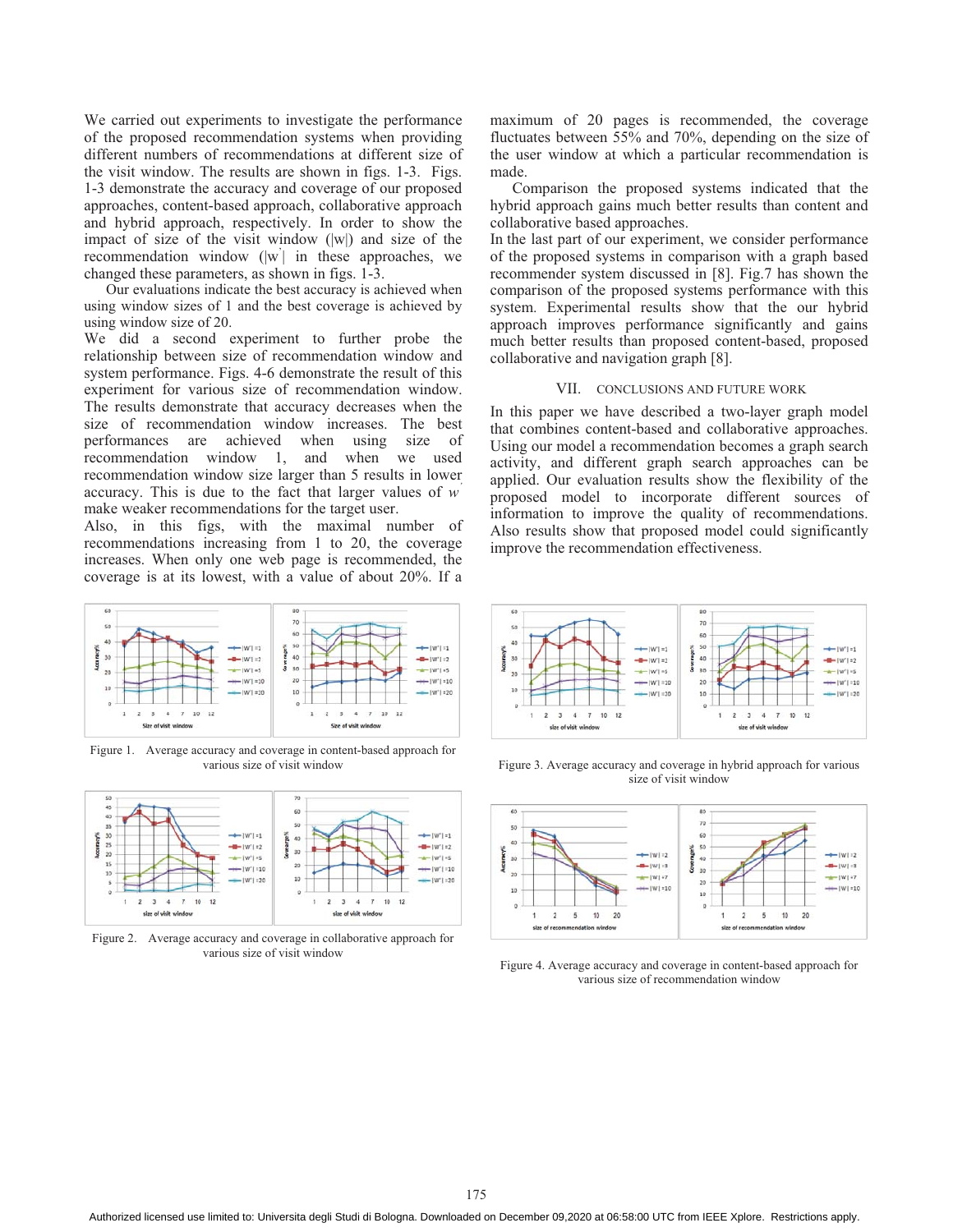We carried out experiments to investigate the performance of the proposed recommendation systems when providing different numbers of recommendations at different size of the visit window. The results are shown in figs. 1-3. Figs. 1-3 demonstrate the accuracy and coverage of our proposed approaches, content-based approach, collaborative approach and hybrid approach, respectively. In order to show the impact of size of the visit window (|w|) and size of the recommendation window (|w'| in these approaches, we changed these parameters, as shown in figs. 1-3.

Our evaluations indicate the best accuracy is achieved when using window sizes of 1 and the best coverage is achieved by using window size of 20.

We did a second experiment to further probe the relationship between size of recommendation window and system performance. Figs. 4-6 demonstrate the result of this experiment for various size of recommendation window. The results demonstrate that accuracy decreases when the size of recommendation window increases. The best performances are achieved when using size of recommendation window 1, and when we used recommendation window size larger than 5 results in lower accuracy. This is due to the fact that larger values of $w'$ make weaker recommendations for the target user.

Also, in this figs, with the maximal number of recommendations increasing from 1 to 20, the coverage increases. When only one web page is recommended, the coverage is at its lowest, with a value of about 20%. If a maximum of 20 pages is recommended, the coverage fluctuates between 55% and 70%, depending on the size of the user window at which a particular recommendation is made.

Comparison the proposed systems indicated that the hybrid approach gains much better results than content and collaborative based approaches.

In the last part of our experiment, we consider performance of the proposed systems in comparison with a graph based recommender system discussed in [8]. Fig.7 has shown the comparison of the proposed systems performance with this system. Experimental results show that the our hybrid approach improves performance significantly and gains much better results than proposed content-based, proposed collaborative and navigation graph [8].

## VII. Conclusions and Future Work

In this paper we have described a two-layer graph model that combines content-based and collaborative approaches. Using our model a recommendation becomes a graph search activity, and different graph search approaches can be applied. Our evaluation results show the flexibility of the proposed model to incorporate different sources of information to improve the quality of recommendations. Also results show that proposed model could significantly improve the recommendation effectiveness.

Figure 1. Average accuracy and coverage in content-based approach for various size of visit window

Figure 2. Average accuracy and coverage in collaborative approach for various size of visit window

Figure 3. Average accuracy and coverage in hybrid approach for various size of visit window

Figure 4. Average accuracy and coverage in content-based approach for various size of recommendation window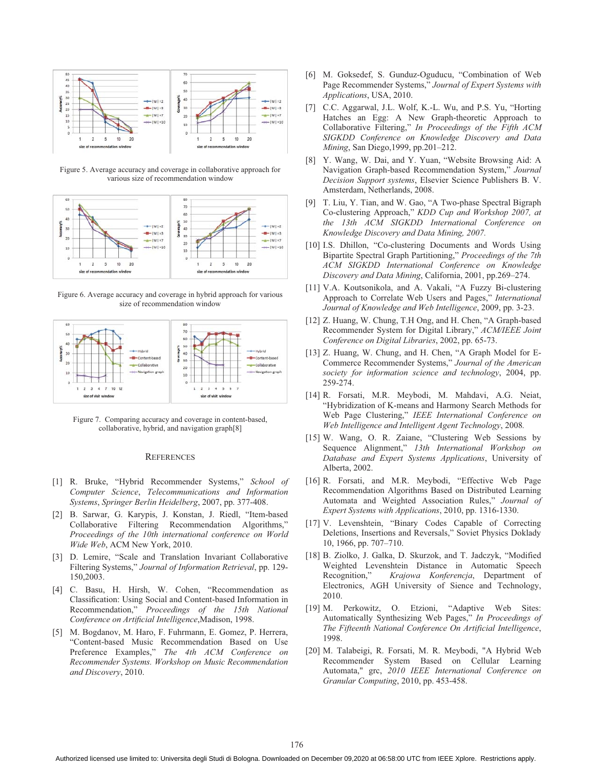60
45
40
35
30
25
20
15
10
5
0
Accuracy%
1 2 5 10 20
size of recommendation window
|W|=2
|W|=3
|W|=7
|W|=10

70
60
50
40
30
20
10
0
Coverage%
1 2 5 10 20
size of recommendation window
|W|=2
|W|=3
|W|=7
|W|=10

Figure 5. Average accuracy and coverage in collaborative approach for various size of recommendation window

60
50
40
30
20
10
0
Accuracy%
1 2 5 10 20
size of recommendation window
|W|=2
|W|=3
|W|=7
|W|=10

80
70
60
50
40
30
20
10
0
Coverage%
1 2 5 10 20
size of recommendation window
|W|=2
|W|=3
|W|=7
|W|=10

Figure 6. Average accuracy and coverage in hybrid approach for various size of recommendation window

60
50
40
30
20
10
0
Accuracy%
1 2 3 4 7 10 12
size of visit window
Hybrid
Content-based
Collaborative
Navigation graph

80
70
60
50
40
30
20
10
0
Coverage%
1 2 3 4 5 6 7
size of visit window
Hybrid
Content-based
Collaborative
Navigation graph

Figure 7. Comparing accuracy and coverage in content-based, collaborative, hybrid, and navigation graph[8]

## References

[1] R. Bruke, "Hybrid Recommender Systems," *School of Computer Science, Telecommunications and Information Systems, Springer Berlin Heidelberg*, 2007, pp. 377-408.

[2] B. Sarwar, G. Karypis, J. Konstan, J. Riedl, "Item-based Collaborative Filtering Recommendation Algorithms," *Proceedings of the 10th international conference on World Wide Web*, ACM New York, 2010.

[3] D. Lemire, "Scale and Translation Invariant Collaborative Filtering Systems," *Journal of Information Retrieval*, pp. 129-150,2003.

[4] C. Basu, H. Hirsh, W. Cohen, "Recommendation as Classification: Using Social and Content-based Information in Recommendation," *Proceedings of the 15th National Conference on Artificial Intelligence*,Madison, 1998.

[5] M. Bogdanov, M. Haro, F. Fuhrmann, E. Gomez, P. Herrera, "Content-based Music Recommendation Based on Use Preference Examples," *The 4th ACM Conference on Recommender Systems. Workshop on Music Recommendation and Discovery*, 2010.

[6] M. Goksedef, S. Gunduz-Oguducu, "Combination of Web Page Recommender Systems," *Journal of Expert Systems with Applications*, USA, 2010.

[7] C.C. Aggarwal, J.L. Wolf, K.-L. Wu, and P.S. Yu, "Horting Hatches an Egg: A New Graph-theoretic Approach to Collaborative Filtering," *In Proceedings of the Fifth ACM SIGKDD Conference on Knowledge Discovery and Data Mining*, San Diego,1999, pp.201–212.

[8] Y. Wang, W. Dai, and Y. Yuan, "Website Browsing Aid: A Navigation Graph-based Recommendation System," *Journal Decision Support systems*, Elsevier Science Publishers B. V. Amsterdam, Netherlands, 2008.

[9] T. Liu, Y. Tian, and W. Gao, "A Two-phase Spectral Bigraph Co-clustering Approach," *KDD Cup and Workshop 2007, at the 13th ACM SIGKDD International Conference on Knowledge Discovery and Data Mining, 2007.*

[10] I.S. Dhillon, "Co-clustering Documents and Words Using Bipartite Spectral Graph Partitioning," *Proceedings of the 7th ACM SIGKDD International Conference on Knowledge Discovery and Data Mining*, California, 2001, pp.269–274.

[11] V.A. Koutsonikola, and A. Vakali, "A Fuzzy Bi-clustering Approach to Correlate Web Users and Pages," *International Journal of Knowledge and Web Intelligence*, 2009, pp. 3-23.

[12] Z. Huang, W. Chung, T.H Ong, and H. Chen, "A Graph-based Recommender System for Digital Library," *ACM/IEEE Joint Conference on Digital Libraries*, 2002, pp. 65-73.

[13] Z. Huang, W. Chung, and H. Chen, "A Graph Model for E-Commerce Recommender Systems," *Journal of the American society for information science and technology*, 2004, pp. 259-274.

[14] R. Forsati, M.R. Meybodi, M. Mahdavi, A.G. Neiat, "Hybridization of K-means and Harmony Search Methods for Web Page Clustering," *IEEE International Conference on Web Intelligence and Intelligent Agent Technology*, 2008.

[15] W. Wang, O. R. Zaiane, "Clustering Web Sessions by Sequence Alignment," *13th International Workshop on Database and Expert Systems Applications*, University of Alberta, 2002.

[16] R. Forsati, and M.R. Meybodi, "Effective Web Page Recommendation Algorithms Based on Distributed Learning Automata and Weighted Association Rules," *Journal of Expert Systems with Applications*, 2010, pp. 1316-1330.

[17] V. Levenshtein, "Binary Codes Capable of Correcting Deletions, Insertions and Reversals," Soviet Physics Doklady 10, 1966, pp. 707–710.

[18] B. Ziolko, J. Galka, D. Skurzok, and T. Jadczyk, "Modified Weighted Levenshtein Distance in Automatic Speech Recognition," *Krajowa Konferencja*, Department of Electronics, AGH University of Sience and Technology, 2010.

[19] M. Perkowitz, O. Etzioni, "Adaptive Web Sites: Automatically Synthesizing Web Pages," *In Proceedings of The Fifteenth National Conference On Artificial Intelligence*, 1998.

[20] M. Talabeigi, R. Forsati, M. R. Meybodi, "A Hybrid Web Recommender System Based on Cellular Learning Automata," grc, *2010 IEEE International Conference on Granular Computing*, 2010, pp. 453-458.